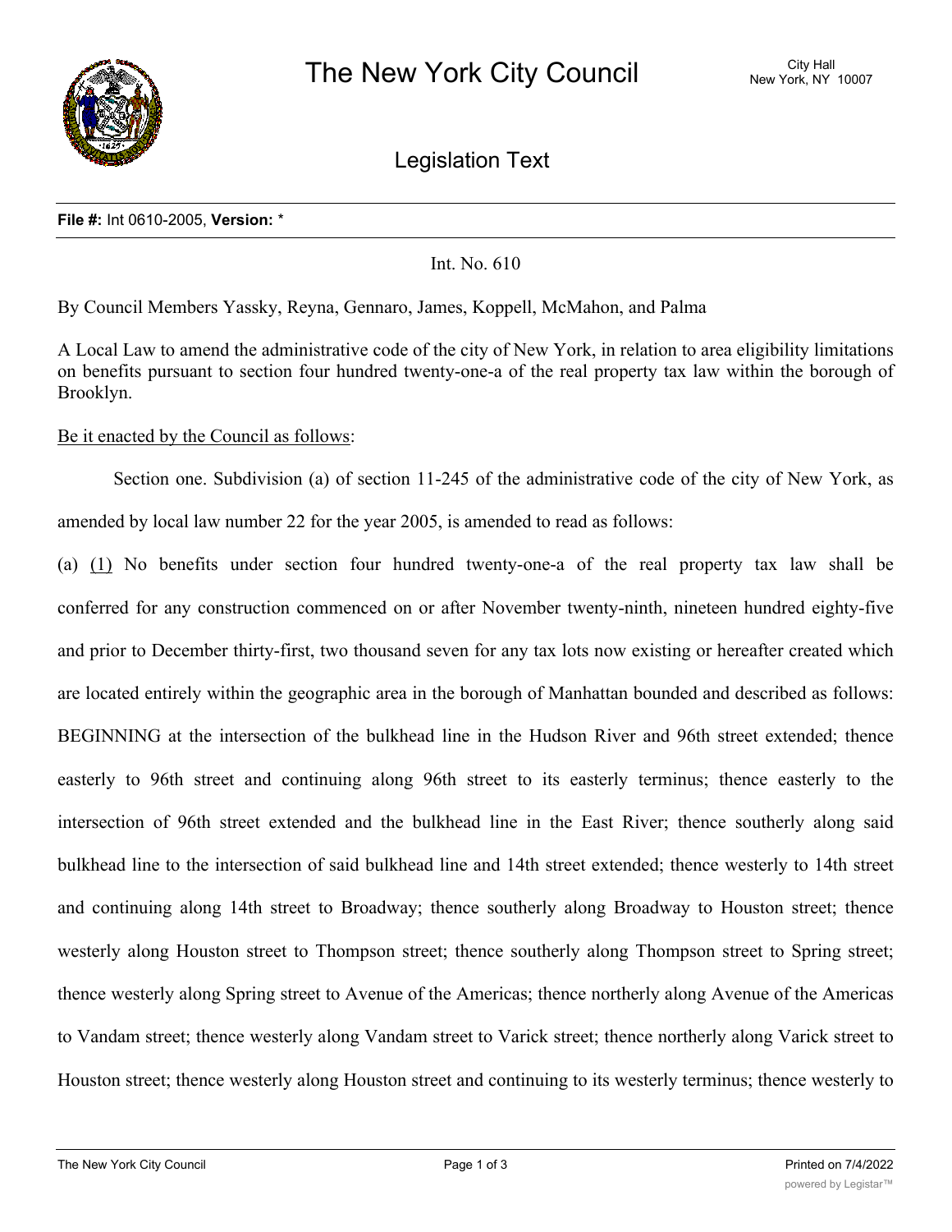# The New York City Council

City Hall
New York, NY 10007

## Legislation Text

**File #:** Int 0610-2005, **Version:** *

Int. No. 610

By Council Members Yassky, Reyna, Gennaro, James, Koppell, McMahon, and Palma

A Local Law to amend the administrative code of the city of New York, in relation to area eligibility limitations on benefits pursuant to section four hundred twenty-one-a of the real property tax law within the borough of Brooklyn.

<u>Be it enacted by the Council as follows</u>:

Section one. Subdivision (a) of section 11-245 of the administrative code of the city of New York, as amended by local law number 22 for the year 2005, is amended to read as follows:

(a) <u>(1)</u> No benefits under section four hundred twenty-one-a of the real property tax law shall be conferred for any construction commenced on or after November twenty-ninth, nineteen hundred eighty-five and prior to December thirty-first, two thousand seven for any tax lots now existing or hereafter created which are located entirely within the geographic area in the borough of Manhattan bounded and described as follows: BEGINNING at the intersection of the bulkhead line in the Hudson River and 96th street extended; thence easterly to 96th street and continuing along 96th street to its easterly terminus; thence easterly to the intersection of 96th street extended and the bulkhead line in the East River; thence southerly along said bulkhead line to the intersection of said bulkhead line and 14th street extended; thence westerly to 14th street and continuing along 14th street to Broadway; thence southerly along Broadway to Houston street; thence westerly along Houston street to Thompson street; thence southerly along Thompson street to Spring street; thence westerly along Spring street to Avenue of the Americas; thence northerly along Avenue of the Americas to Vandam street; thence westerly along Vandam street to Varick street; thence northerly along Varick street to Houston street; thence westerly along Houston street and continuing to its westerly terminus; thence westerly to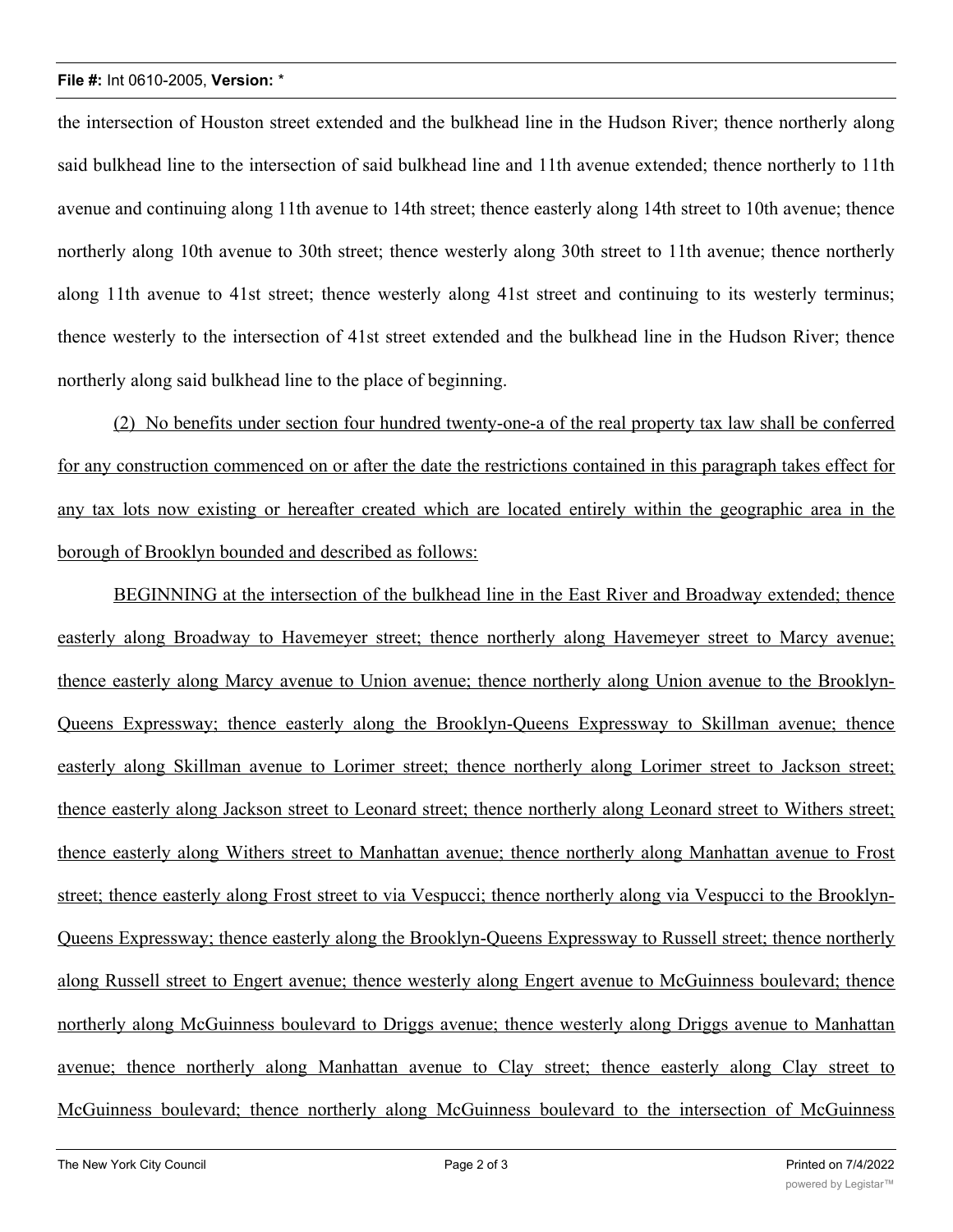the intersection of Houston street extended and the bulkhead line in the Hudson River; thence northerly along said bulkhead line to the intersection of said bulkhead line and 11th avenue extended; thence northerly to 11th avenue and continuing along 11th avenue to 14th street; thence easterly along 14th street to 10th avenue; thence northerly along 10th avenue to 30th street; thence westerly along 30th street to 11th avenue; thence northerly along 11th avenue to 41st street; thence westerly along 41st street and continuing to its westerly terminus; thence westerly to the intersection of 41st street extended and the bulkhead line in the Hudson River; thence northerly along said bulkhead line to the place of beginning.

(2) No benefits under section four hundred twenty-one-a of the real property tax law shall be conferred for any construction commenced on or after the date the restrictions contained in this paragraph takes effect for any tax lots now existing or hereafter created which are located entirely within the geographic area in the borough of Brooklyn bounded and described as follows:

BEGINNING at the intersection of the bulkhead line in the East River and Broadway extended; thence easterly along Broadway to Havemeyer street; thence northerly along Havemeyer street to Marcy avenue; thence easterly along Marcy avenue to Union avenue; thence northerly along Union avenue to the Brooklyn-Queens Expressway; thence easterly along the Brooklyn-Queens Expressway to Skillman avenue; thence easterly along Skillman avenue to Lorimer street; thence northerly along Lorimer street to Jackson street; thence easterly along Jackson street to Leonard street; thence northerly along Leonard street to Withers street; thence easterly along Withers street to Manhattan avenue; thence northerly along Manhattan avenue to Frost street; thence easterly along Frost street to via Vespucci; thence northerly along via Vespucci to the Brooklyn-Queens Expressway; thence easterly along the Brooklyn-Queens Expressway to Russell street; thence northerly along Russell street to Engert avenue; thence westerly along Engert avenue to McGuinness boulevard; thence northerly along McGuinness boulevard to Driggs avenue; thence westerly along Driggs avenue to Manhattan avenue; thence northerly along Manhattan avenue to Clay street; thence easterly along Clay street to McGuinness boulevard; thence northerly along McGuinness boulevard to the intersection of McGuinness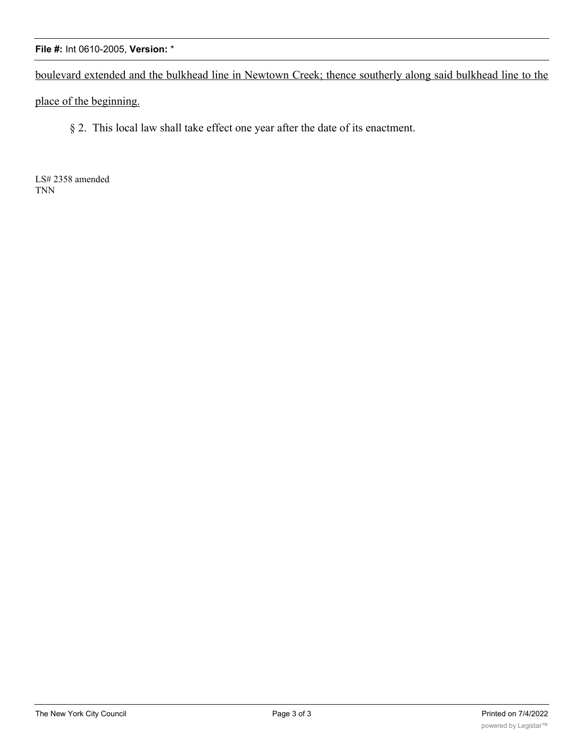boulevard extended and the bulkhead line in Newtown Creek; thence southerly along said bulkhead line to the place of the beginning.

§ 2. This local law shall take effect one year after the date of its enactment.

LS# 2358 amended
TNN